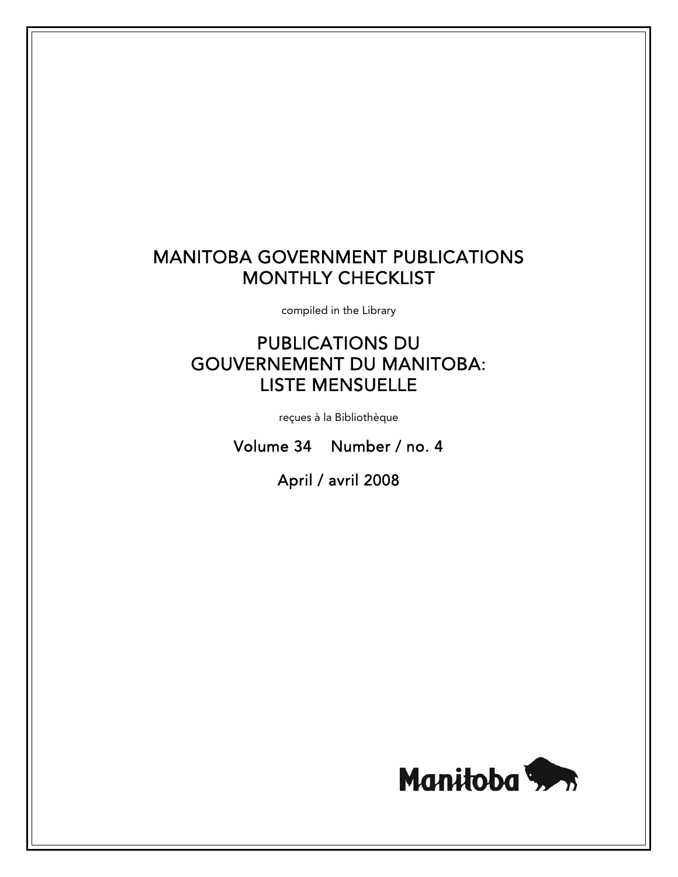# MANITOBA GOVERNMENT PUBLICATIONS
# MONTHLY CHECKLIST

compiled in the Library

# PUBLICATIONS DU GOUVERNEMENT DU MANITOBA: LISTE MENSUELLE

reçues à la Bibliothèque

Volume 34 Number / no. 4

April / avril 2008

Manitoba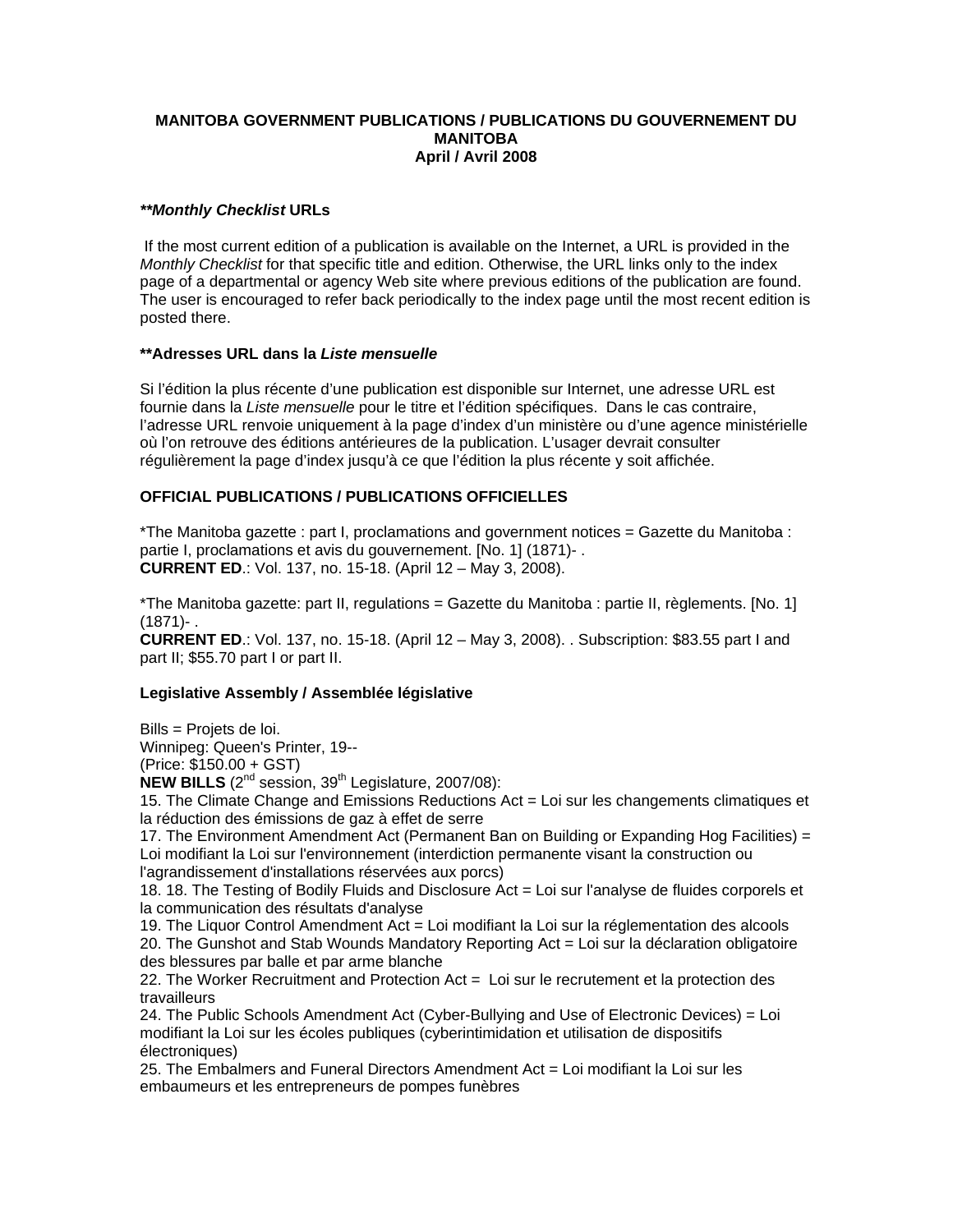**MANITOBA GOVERNMENT PUBLICATIONS / PUBLICATIONS DU GOUVERNEMENT DU MANITOBA**
**April / Avril 2008**

### ***\*\*Monthly Checklist* URLs**

If the most current edition of a publication is available on the Internet, a URL is provided in the *Monthly Checklist* for that specific title and edition. Otherwise, the URL links only to the index page of a departmental or agency Web site where previous editions of the publication are found. The user is encouraged to refer back periodically to the index page until the most recent edition is posted there.

### **\*\*Adresses URL dans la *Liste mensuelle***

Si l'édition la plus récente d'une publication est disponible sur Internet, une adresse URL est fournie dans la *Liste mensuelle* pour le titre et l'édition spécifiques. Dans le cas contraire, l'adresse URL renvoie uniquement à la page d'index d'un ministère ou d'une agence ministérielle où l'on retrouve des éditions antérieures de la publication. L'usager devrait consulter régulièrement la page d'index jusqu'à ce que l'édition la plus récente y soit affichée.

### **OFFICIAL PUBLICATIONS / PUBLICATIONS OFFICIELLES**

*The Manitoba gazette : part I, proclamations and government notices = Gazette du Manitoba : partie I, proclamations et avis du gouvernement. [No. 1] (1871)- .
**CURRENT ED**.: Vol. 137, no. 15-18. (April 12 – May 3, 2008).

*The Manitoba gazette: part II, regulations = Gazette du Manitoba : partie II, règlements. [No. 1] (1871)- .
**CURRENT ED**.: Vol. 137, no. 15-18. (April 12 – May 3, 2008). . Subscription: $83.55 part I and part II; $55.70 part I or part II.

### **Legislative Assembly / Assemblée législative**

Bills = Projets de loi.
Winnipeg: Queen's Printer, 19--
(Price: $150.00 + GST)
**NEW BILLS** (2nd session, 39th Legislature, 2007/08):
15. The Climate Change and Emissions Reductions Act = Loi sur les changements climatiques et la réduction des émissions de gaz à effet de serre
17. The Environment Amendment Act (Permanent Ban on Building or Expanding Hog Facilities) = Loi modifiant la Loi sur l'environnement (interdiction permanente visant la construction ou l'agrandissement d'installations réservées aux porcs)
18. 18. The Testing of Bodily Fluids and Disclosure Act = Loi sur l'analyse de fluides corporels et la communication des résultats d'analyse
19. The Liquor Control Amendment Act = Loi modifiant la Loi sur la réglementation des alcools
20. The Gunshot and Stab Wounds Mandatory Reporting Act = Loi sur la déclaration obligatoire des blessures par balle et par arme blanche
22. The Worker Recruitment and Protection Act = Loi sur le recrutement et la protection des travailleurs
24. The Public Schools Amendment Act (Cyber-Bullying and Use of Electronic Devices) = Loi modifiant la Loi sur les écoles publiques (cyberintimidation et utilisation de dispositifs électroniques)
25. The Embalmers and Funeral Directors Amendment Act = Loi modifiant la Loi sur les embaumeurs et les entrepreneurs de pompes funèbres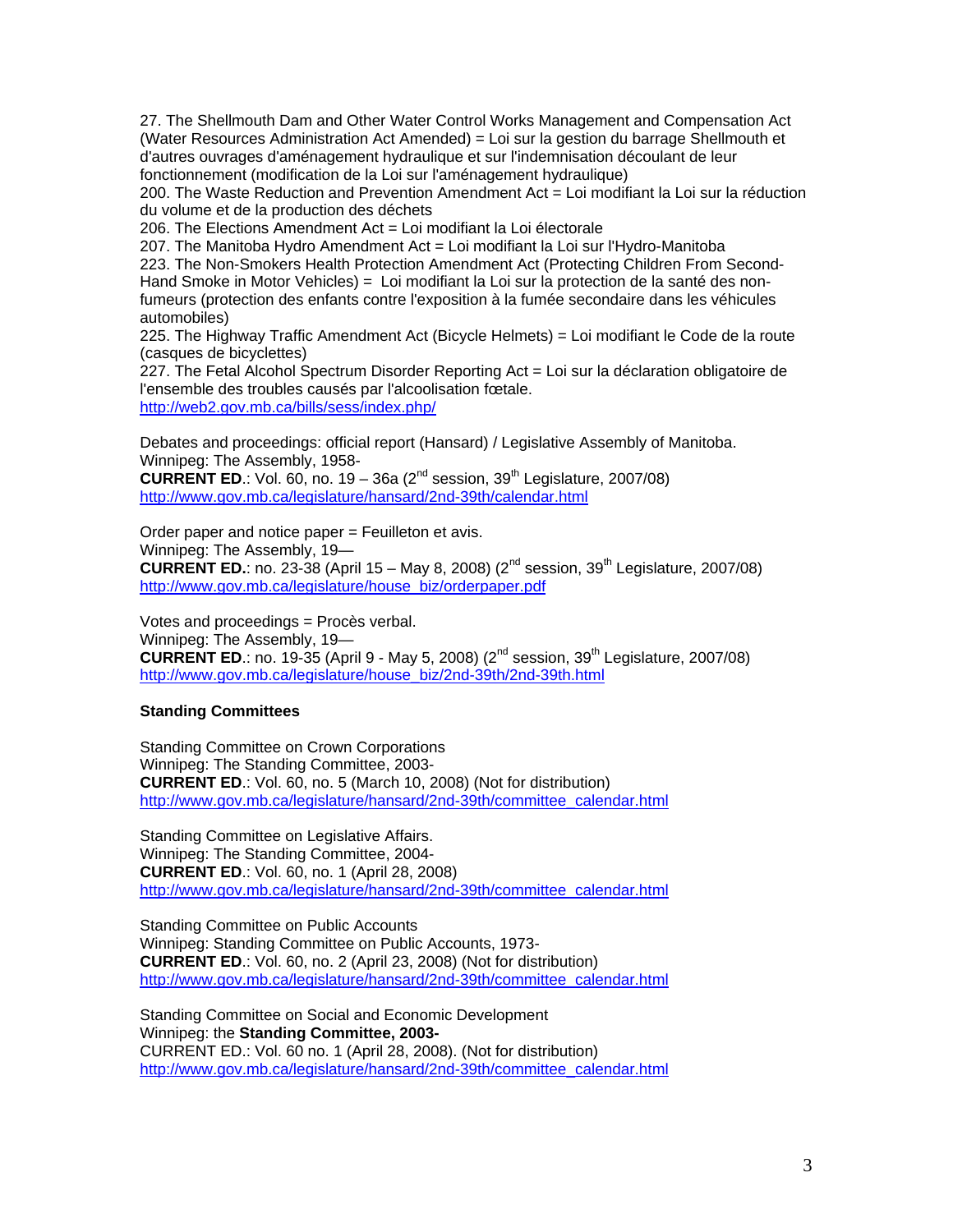27. The Shellmouth Dam and Other Water Control Works Management and Compensation Act (Water Resources Administration Act Amended) = Loi sur la gestion du barrage Shellmouth et d'autres ouvrages d'aménagement hydraulique et sur l'indemnisation découlant de leur fonctionnement (modification de la Loi sur l'aménagement hydraulique)
200. The Waste Reduction and Prevention Amendment Act = Loi modifiant la Loi sur la réduction du volume et de la production des déchets
206. The Elections Amendment Act = Loi modifiant la Loi électorale
207. The Manitoba Hydro Amendment Act = Loi modifiant la Loi sur l'Hydro-Manitoba
223. The Non-Smokers Health Protection Amendment Act (Protecting Children From Second-Hand Smoke in Motor Vehicles) = Loi modifiant la Loi sur la protection de la santé des non-fumeurs (protection des enfants contre l'exposition à la fumée secondaire dans les véhicules automobiles)
225. The Highway Traffic Amendment Act (Bicycle Helmets) = Loi modifiant le Code de la route (casques de bicyclettes)
227. The Fetal Alcohol Spectrum Disorder Reporting Act = Loi sur la déclaration obligatoire de l'ensemble des troubles causés par l'alcoolisation fœtale.
http://web2.gov.mb.ca/bills/sess/index.php/

Debates and proceedings: official report (Hansard) / Legislative Assembly of Manitoba.
Winnipeg: The Assembly, 1958-
**CURRENT ED**.: Vol. 60, no. 19 – 36a (2nd session, 39th Legislature, 2007/08)
http://www.gov.mb.ca/legislature/hansard/2nd-39th/calendar.html

Order paper and notice paper = Feuilleton et avis.
Winnipeg: The Assembly, 19—
**CURRENT ED.**: no. 23-38 (April 15 – May 8, 2008) (2nd session, 39th Legislature, 2007/08)
http://www.gov.mb.ca/legislature/house_biz/orderpaper.pdf

Votes and proceedings = Procès verbal.
Winnipeg: The Assembly, 19—
**CURRENT ED**.: no. 19-35 (April 9 - May 5, 2008) (2nd session, 39th Legislature, 2007/08)
http://www.gov.mb.ca/legislature/house_biz/2nd-39th/2nd-39th.html

**Standing Committees**

Standing Committee on Crown Corporations
Winnipeg: The Standing Committee, 2003-
**CURRENT ED**.: Vol. 60, no. 5 (March 10, 2008) (Not for distribution)
http://www.gov.mb.ca/legislature/hansard/2nd-39th/committee_calendar.html

Standing Committee on Legislative Affairs.
Winnipeg: The Standing Committee, 2004-
**CURRENT ED**.: Vol. 60, no. 1 (April 28, 2008)
http://www.gov.mb.ca/legislature/hansard/2nd-39th/committee_calendar.html

Standing Committee on Public Accounts
Winnipeg: Standing Committee on Public Accounts, 1973-
**CURRENT ED**.: Vol. 60, no. 2 (April 23, 2008) (Not for distribution)
http://www.gov.mb.ca/legislature/hansard/2nd-39th/committee_calendar.html

Standing Committee on Social and Economic Development
Winnipeg: the **Standing Committee, 2003-**
CURRENT ED.: Vol. 60 no. 1 (April 28, 2008). (Not for distribution)
http://www.gov.mb.ca/legislature/hansard/2nd-39th/committee_calendar.html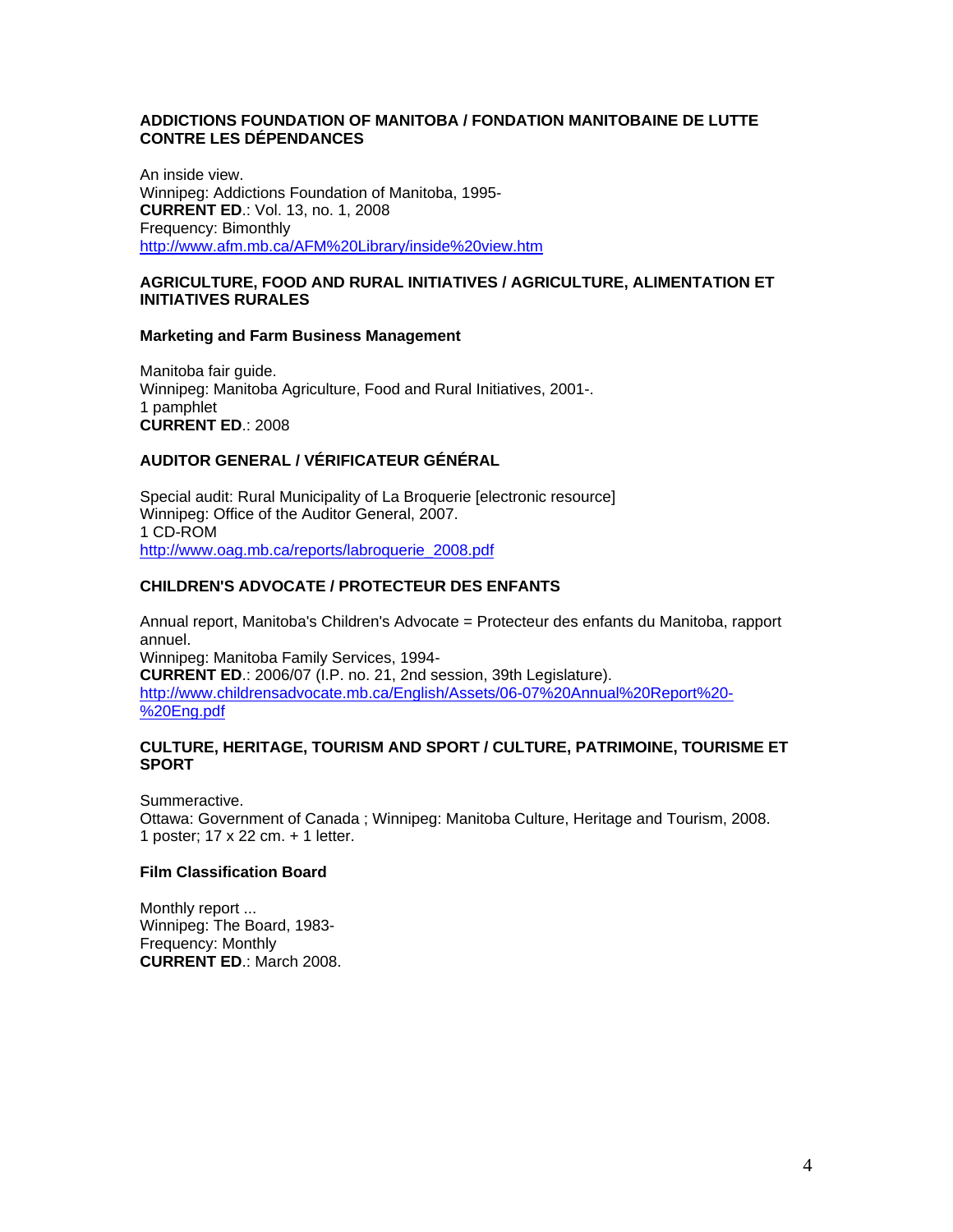## ADDICTIONS FOUNDATION OF MANITOBA / FONDATION MANITOBAINE DE LUTTE CONTRE LES DÉPENDANCES

An inside view.
Winnipeg: Addictions Foundation of Manitoba, 1995-
**CURRENT ED**.: Vol. 13, no. 1, 2008
Frequency: Bimonthly
http://www.afm.mb.ca/AFM%20Library/inside%20view.htm

## AGRICULTURE, FOOD AND RURAL INITIATIVES / AGRICULTURE, ALIMENTATION ET INITIATIVES RURALES

### Marketing and Farm Business Management

Manitoba fair guide.
Winnipeg: Manitoba Agriculture, Food and Rural Initiatives, 2001-.
1 pamphlet
**CURRENT ED**.: 2008

## AUDITOR GENERAL / VÉRIFICATEUR GÉNÉRAL

Special audit: Rural Municipality of La Broquerie [electronic resource]
Winnipeg: Office of the Auditor General, 2007.
1 CD-ROM
http://www.oag.mb.ca/reports/labroquerie_2008.pdf

## CHILDREN'S ADVOCATE / PROTECTEUR DES ENFANTS

Annual report, Manitoba's Children's Advocate = Protecteur des enfants du Manitoba, rapport annuel.
Winnipeg: Manitoba Family Services, 1994-
**CURRENT ED**.: 2006/07 (I.P. no. 21, 2nd session, 39th Legislature).
http://www.childrensadvocate.mb.ca/English/Assets/06-07%20Annual%20Report%20-%20Eng.pdf

## CULTURE, HERITAGE, TOURISM AND SPORT / CULTURE, PATRIMOINE, TOURISME ET SPORT

Summeractive.
Ottawa: Government of Canada ; Winnipeg: Manitoba Culture, Heritage and Tourism, 2008.
1 poster; 17 x 22 cm. + 1 letter.

### Film Classification Board

Monthly report ...
Winnipeg: The Board, 1983-
Frequency: Monthly
**CURRENT ED**.: March 2008.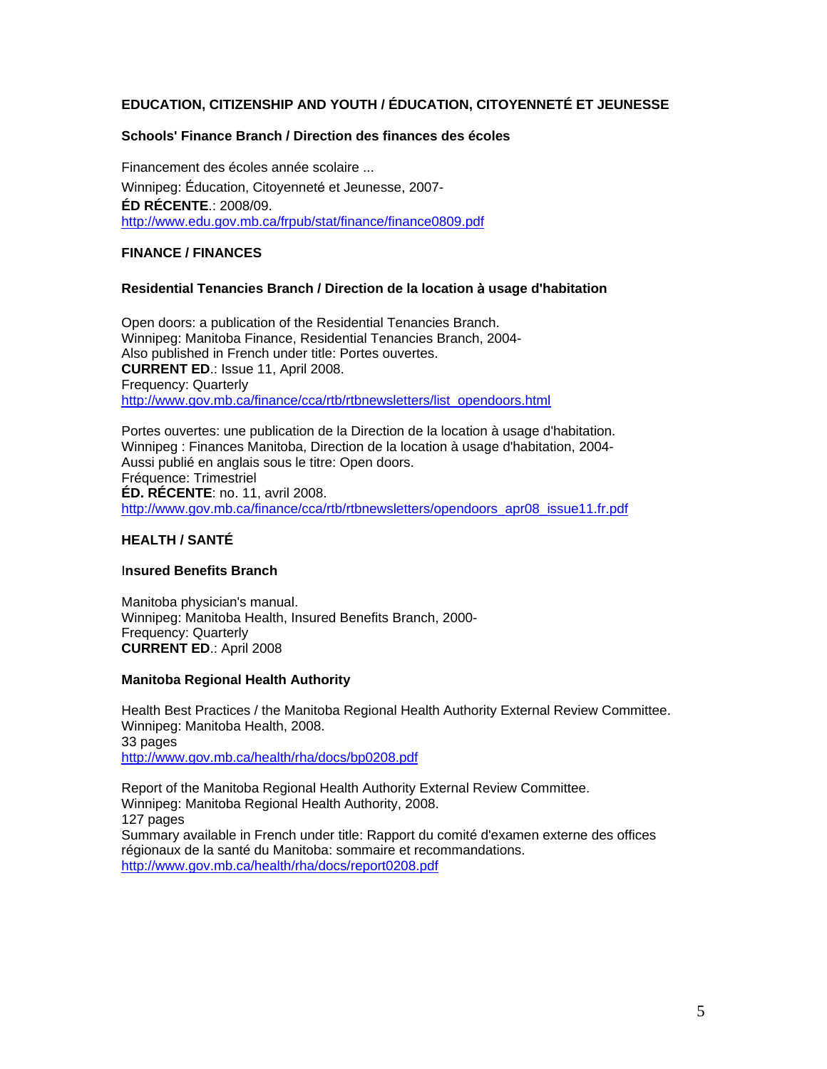### EDUCATION, CITIZENSHIP AND YOUTH / ÉDUCATION, CITOYENNETÉ ET JEUNESSE

#### Schools' Finance Branch / Direction des finances des écoles

Financement des écoles année scolaire ...  
Winnipeg: Éducation, Citoyenneté et Jeunesse, 2007-  
**ÉD RÉCENTE**.: 2008/09.  
http://www.edu.gov.mb.ca/frpub/stat/finance/finance0809.pdf

### FINANCE / FINANCES

#### Residential Tenancies Branch / Direction de la location à usage d'habitation

Open doors: a publication of the Residential Tenancies Branch.  
Winnipeg: Manitoba Finance, Residential Tenancies Branch, 2004-  
Also published in French under title: Portes ouvertes.  
**CURRENT ED**.: Issue 11, April 2008.  
Frequency: Quarterly  
http://www.gov.mb.ca/finance/cca/rtb/rtbnewsletters/list_opendoors.html

Portes ouvertes: une publication de la Direction de la location à usage d'habitation.  
Winnipeg : Finances Manitoba, Direction de la location à usage d'habitation, 2004-  
Aussi publié en anglais sous le titre: Open doors.  
Fréquence: Trimestriel  
**ÉD. RÉCENTE**: no. 11, avril 2008.  
http://www.gov.mb.ca/finance/cca/rtb/rtbnewsletters/opendoors_apr08_issue11.fr.pdf

### HEALTH / SANTÉ

#### Insured Benefits Branch

Manitoba physician's manual.  
Winnipeg: Manitoba Health, Insured Benefits Branch, 2000-  
Frequency: Quarterly  
**CURRENT ED**.: April 2008

#### Manitoba Regional Health Authority

Health Best Practices / the Manitoba Regional Health Authority External Review Committee.  
Winnipeg: Manitoba Health, 2008.  
33 pages  
http://www.gov.mb.ca/health/rha/docs/bp0208.pdf

Report of the Manitoba Regional Health Authority External Review Committee.  
Winnipeg: Manitoba Regional Health Authority, 2008.  
127 pages  
Summary available in French under title: Rapport du comité d'examen externe des offices régionaux de la santé du Manitoba: sommaire et recommandations.  
http://www.gov.mb.ca/health/rha/docs/report0208.pdf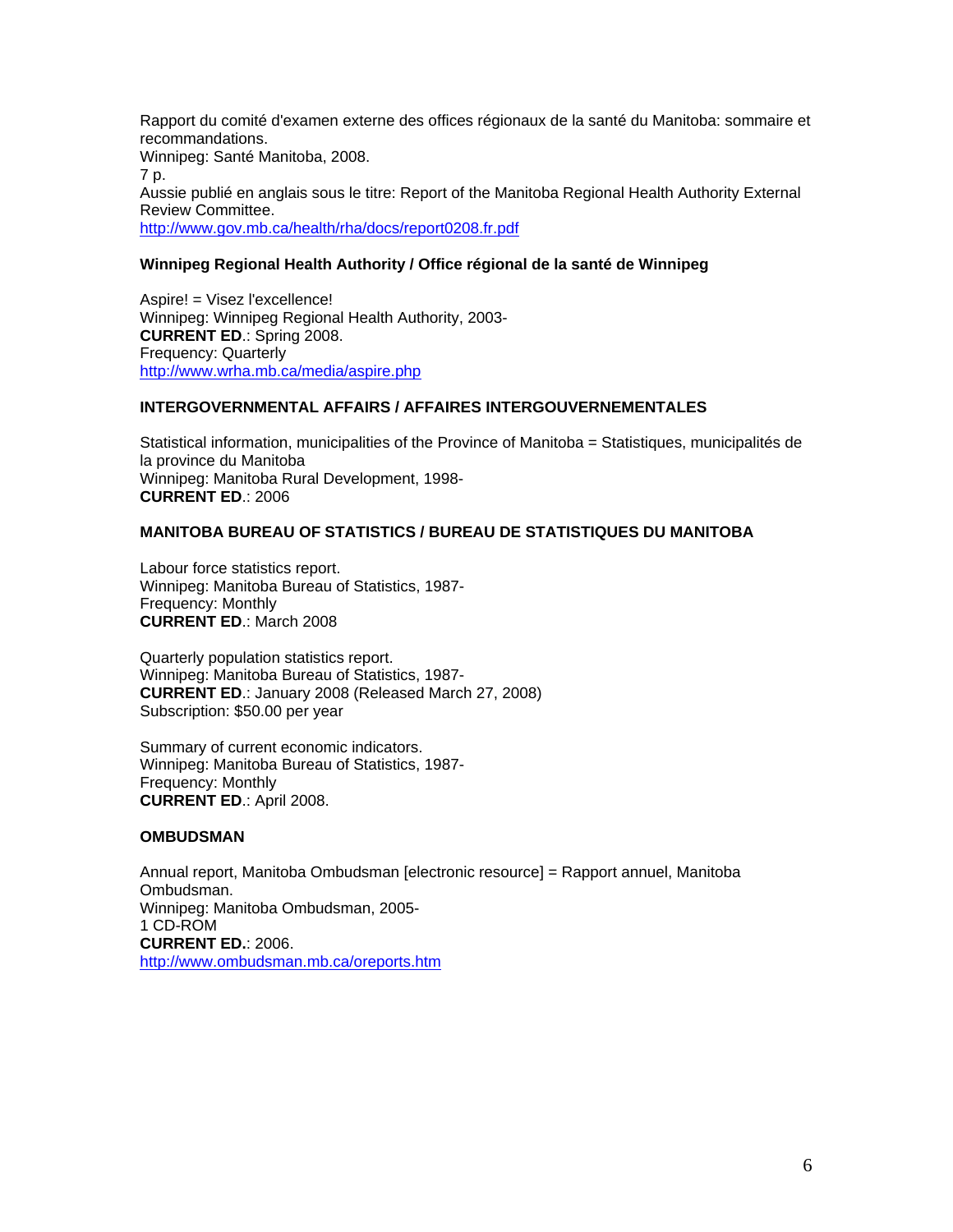Rapport du comité d'examen externe des offices régionaux de la santé du Manitoba: sommaire et recommandations.
Winnipeg: Santé Manitoba, 2008.
7 p.
Aussie publié en anglais sous le titre: Report of the Manitoba Regional Health Authority External Review Committee.
http://www.gov.mb.ca/health/rha/docs/report0208.fr.pdf

### Winnipeg Regional Health Authority / Office régional de la santé de Winnipeg

Aspire! = Visez l'excellence!
Winnipeg: Winnipeg Regional Health Authority, 2003-
**CURRENT ED**.: Spring 2008.
Frequency: Quarterly
http://www.wrha.mb.ca/media/aspire.php

### INTERGOVERNMENTAL AFFAIRS / AFFAIRES INTERGOUVERNEMENTALES

Statistical information, municipalities of the Province of Manitoba = Statistiques, municipalités de la province du Manitoba
Winnipeg: Manitoba Rural Development, 1998-
**CURRENT ED**.: 2006

### MANITOBA BUREAU OF STATISTICS / BUREAU DE STATISTIQUES DU MANITOBA

Labour force statistics report.
Winnipeg: Manitoba Bureau of Statistics, 1987-
Frequency: Monthly
**CURRENT ED**.: March 2008

Quarterly population statistics report.
Winnipeg: Manitoba Bureau of Statistics, 1987-
**CURRENT ED**.: January 2008 (Released March 27, 2008)
Subscription: $50.00 per year

Summary of current economic indicators.
Winnipeg: Manitoba Bureau of Statistics, 1987-
Frequency: Monthly
**CURRENT ED**.: April 2008.

### OMBUDSMAN

Annual report, Manitoba Ombudsman [electronic resource] = Rapport annuel, Manitoba Ombudsman.
Winnipeg: Manitoba Ombudsman, 2005-
1 CD-ROM
**CURRENT ED.**: 2006.
http://www.ombudsman.mb.ca/oreports.htm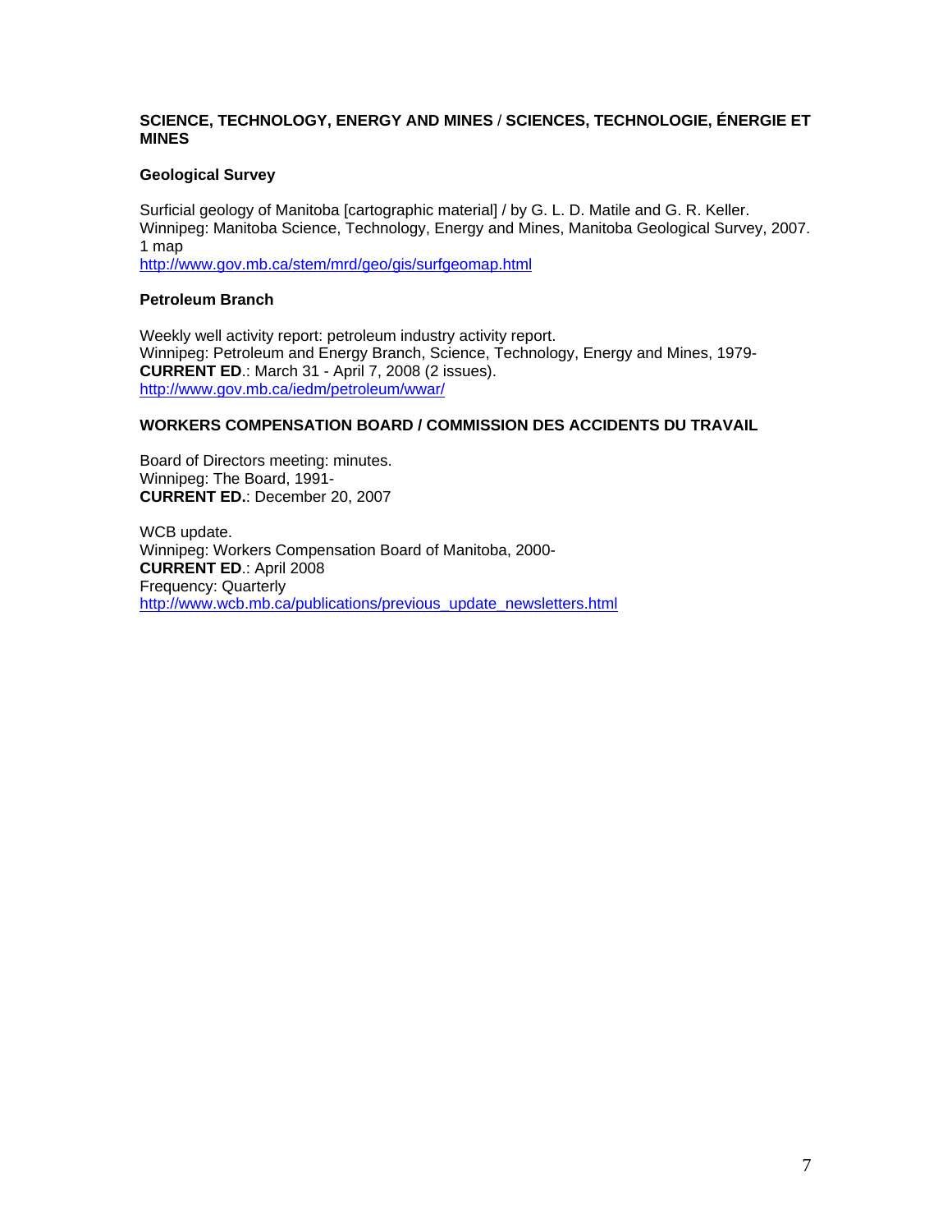## SCIENCE, TECHNOLOGY, ENERGY AND MINES / SCIENCES, TECHNOLOGIE, ÉNERGIE ET MINES

### Geological Survey

Surficial geology of Manitoba [cartographic material] / by G. L. D. Matile and G. R. Keller.
Winnipeg: Manitoba Science, Technology, Energy and Mines, Manitoba Geological Survey, 2007.
1 map
http://www.gov.mb.ca/stem/mrd/geo/gis/surfgeomap.html

### Petroleum Branch

Weekly well activity report: petroleum industry activity report.
Winnipeg: Petroleum and Energy Branch, Science, Technology, Energy and Mines, 1979-
**CURRENT ED**.: March 31 - April 7, 2008 (2 issues).
http://www.gov.mb.ca/iedm/petroleum/wwar/

## WORKERS COMPENSATION BOARD / COMMISSION DES ACCIDENTS DU TRAVAIL

Board of Directors meeting: minutes.
Winnipeg: The Board, 1991-
**CURRENT ED.**: December 20, 2007

WCB update.
Winnipeg: Workers Compensation Board of Manitoba, 2000-
**CURRENT ED**.: April 2008
Frequency: Quarterly
http://www.wcb.mb.ca/publications/previous_update_newsletters.html